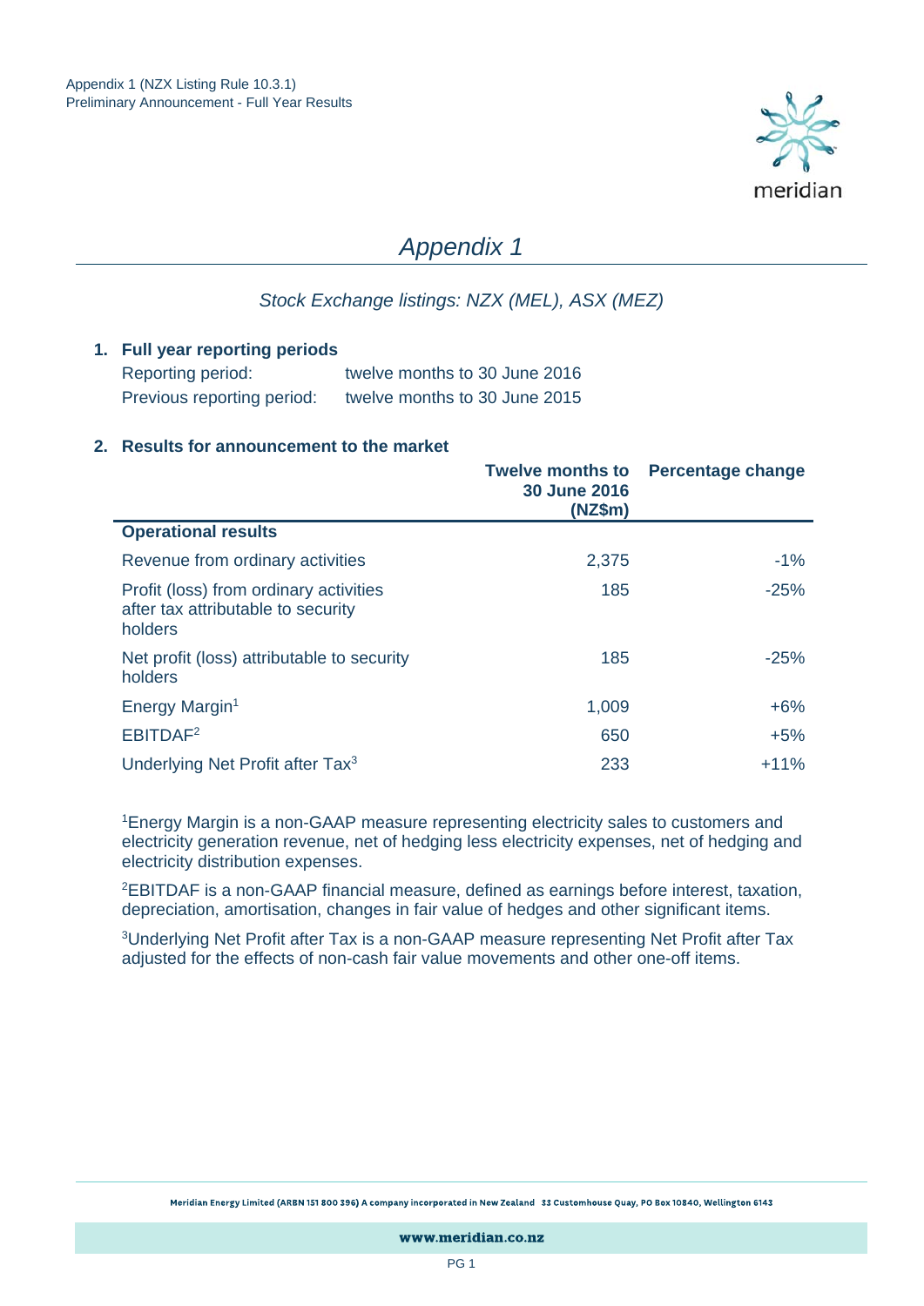Appendix 1 (NZX Listing Rule 10.3.1)
Preliminary Announcement - Full Year Results

# *Appendix 1*

*Stock Exchange listings: NZX (MEL), ASX (MEZ)*

## 1. Full year reporting periods

| | |
|---|---|
| Reporting period: | twelve months to 30 June 2016 |
| Previous reporting period: | twelve months to 30 June 2015 |

## 2. Results for announcement to the market

| | Twelve months to 30 June 2016 (NZ$m) | Percentage change |
|---|---|---|
| **Operational results** | | |
| Revenue from ordinary activities | 2,375 | -1% |
| Profit (loss) from ordinary activities after tax attributable to security holders | 185 | -25% |
| Net profit (loss) attributable to security holders | 185 | -25% |
| Energy Margin[1] | 1,009 | +6% |
| EBITDAF[2] | 650 | +5% |
| Underlying Net Profit after Tax[3] | 233 | +11% |

[1]Energy Margin is a non-GAAP measure representing electricity sales to customers and electricity generation revenue, net of hedging less electricity expenses, net of hedging and electricity distribution expenses.

[2]EBITDAF is a non-GAAP financial measure, defined as earnings before interest, taxation, depreciation, amortisation, changes in fair value of hedges and other significant items.

[3]Underlying Net Profit after Tax is a non-GAAP measure representing Net Profit after Tax adjusted for the effects of non-cash fair value movements and other one-off items.

Meridian Energy Limited (ARBN 151 800 396) A company incorporated in New Zealand 33 Customhouse Quay, PO Box 10840, Wellington 6143

www.meridian.co.nz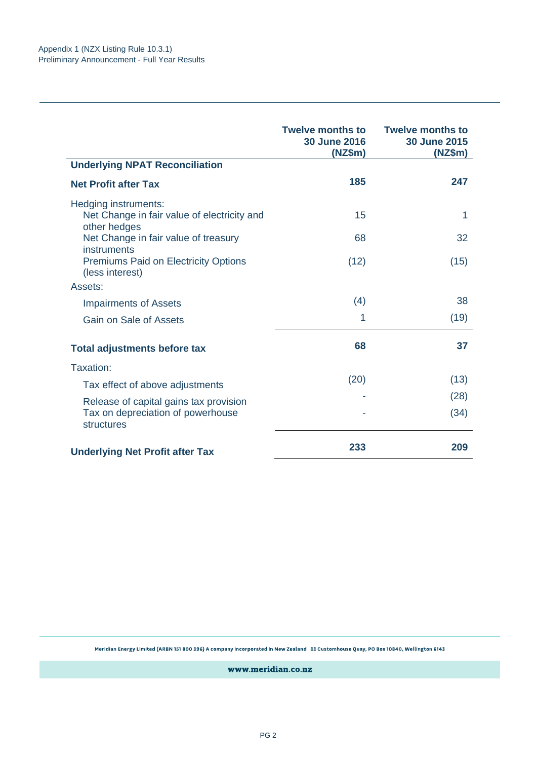Appendix 1 (NZX Listing Rule 10.3.1)
Preliminary Announcement - Full Year Results

| | Twelve months to 30 June 2016 (NZ$m) | Twelve months to 30 June 2015 (NZ$m) |
|---|---|---|
| **Underlying NPAT Reconciliation** | | |
| **Net Profit after Tax** | **185** | **247** |
| Hedging instruments: | | |
| Net Change in fair value of electricity and other hedges | 15 | 1 |
| Net Change in fair value of treasury instruments | 68 | 32 |
| Premiums Paid on Electricity Options (less interest) | (12) | (15) |
| Assets: | | |
| Impairments of Assets | (4) | 38 |
| Gain on Sale of Assets | 1 | (19) |
| **Total adjustments before tax** | **68** | **37** |
| Taxation: | | |
| Tax effect of above adjustments | (20) | (13) |
| Release of capital gains tax provision | - | (28) |
| Tax on depreciation of powerhouse structures | - | (34) |
| **Underlying Net Profit after Tax** | **233** | **209** |

Meridian Energy Limited (ARBN 151 800 396) A company incorporated in New Zealand 33 Customhouse Quay, PO Box 10840, Wellington 6143

www.meridian.co.nz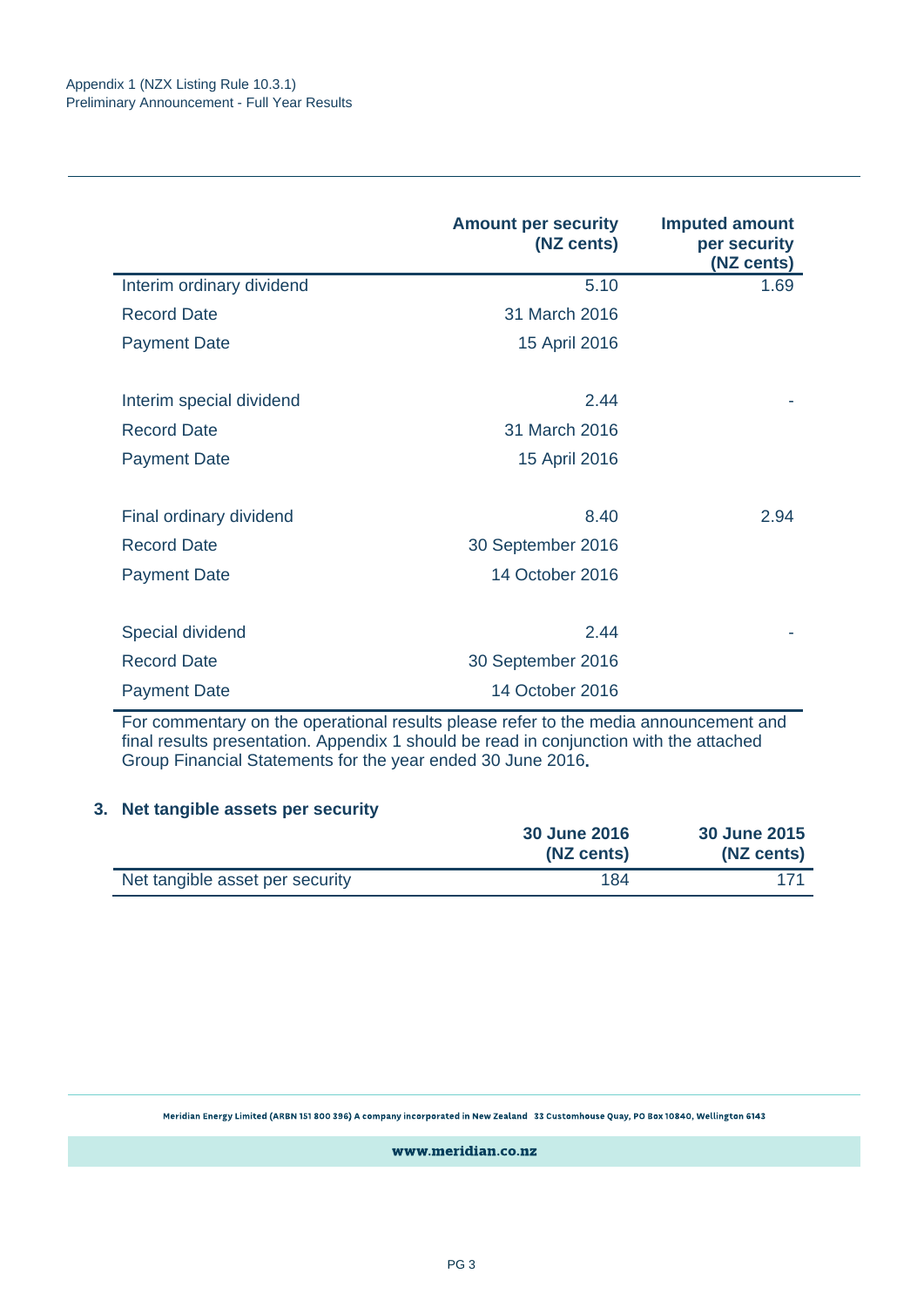| | Amount per security (NZ cents) | Imputed amount per security (NZ cents) |
|---|---|---|
| Interim ordinary dividend | 5.10 | 1.69 |
| Record Date | 31 March 2016 | |
| Payment Date | 15 April 2016 | |
| | | |
| Interim special dividend | 2.44 | - |
| Record Date | 31 March 2016 | |
| Payment Date | 15 April 2016 | |
| | | |
| Final ordinary dividend | 8.40 | 2.94 |
| Record Date | 30 September 2016 | |
| Payment Date | 14 October 2016 | |
| | | |
| Special dividend | 2.44 | - |
| Record Date | 30 September 2016 | |
| Payment Date | 14 October 2016 | |

For commentary on the operational results please refer to the media announcement and final results presentation. Appendix 1 should be read in conjunction with the attached Group Financial Statements for the year ended 30 June 2016.

### 3. Net tangible assets per security

| | 30 June 2016 (NZ cents) | 30 June 2015 (NZ cents) |
|---|---|---|
| Net tangible asset per security | 184 | 171 |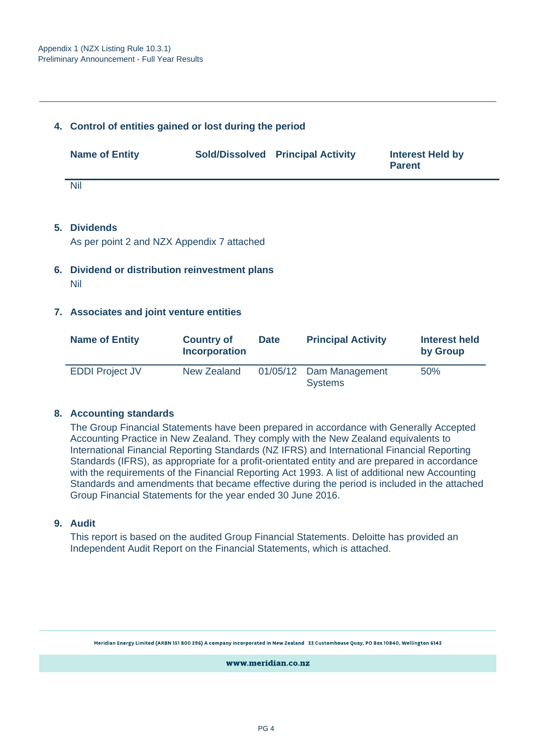## 4. Control of entities gained or lost during the period

| Name of Entity | Sold/Dissolved | Principal Activity | Interest Held by Parent |
|---|---|---|---|
| Nil | | | |

## 5. Dividends

As per point 2 and NZX Appendix 7 attached

## 6. Dividend or distribution reinvestment plans

Nil

## 7. Associates and joint venture entities

| Name of Entity | Country of Incorporation | Date | Principal Activity | Interest held by Group |
|---|---|---|---|---|
| EDDI Project JV | New Zealand | 01/05/12 | Dam Management Systems | 50% |

## 8. Accounting standards

The Group Financial Statements have been prepared in accordance with Generally Accepted Accounting Practice in New Zealand. They comply with the New Zealand equivalents to International Financial Reporting Standards (NZ IFRS) and International Financial Reporting Standards (IFRS), as appropriate for a profit-orientated entity and are prepared in accordance with the requirements of the Financial Reporting Act 1993. A list of additional new Accounting Standards and amendments that became effective during the period is included in the attached Group Financial Statements for the year ended 30 June 2016.

## 9. Audit

This report is based on the audited Group Financial Statements. Deloitte has provided an Independent Audit Report on the Financial Statements, which is attached.